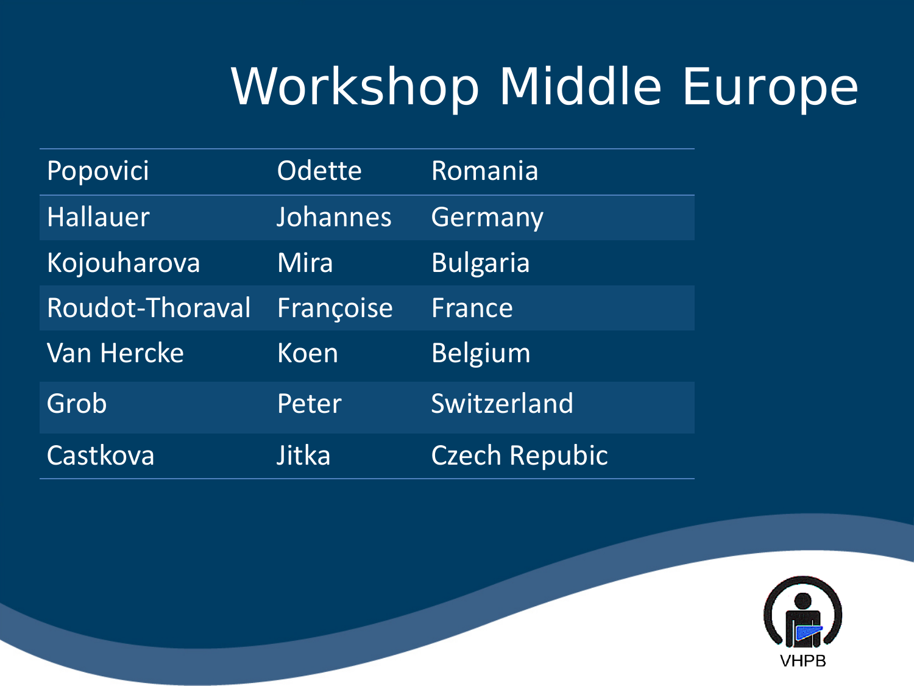# Workshop Middle Europe

| | | |
|---|---|---|
| Popovici | Odette | Romania |
| Hallauer | Johannes | Germany |
| Kojouharova | Mira | Bulgaria |
| Roudot-Thoraval | Françoise | France |
| Van Hercke | Koen | Belgium |
| Grob | Peter | Switzerland |
| Castkova | Jitka | Czech Repubic |

VHPB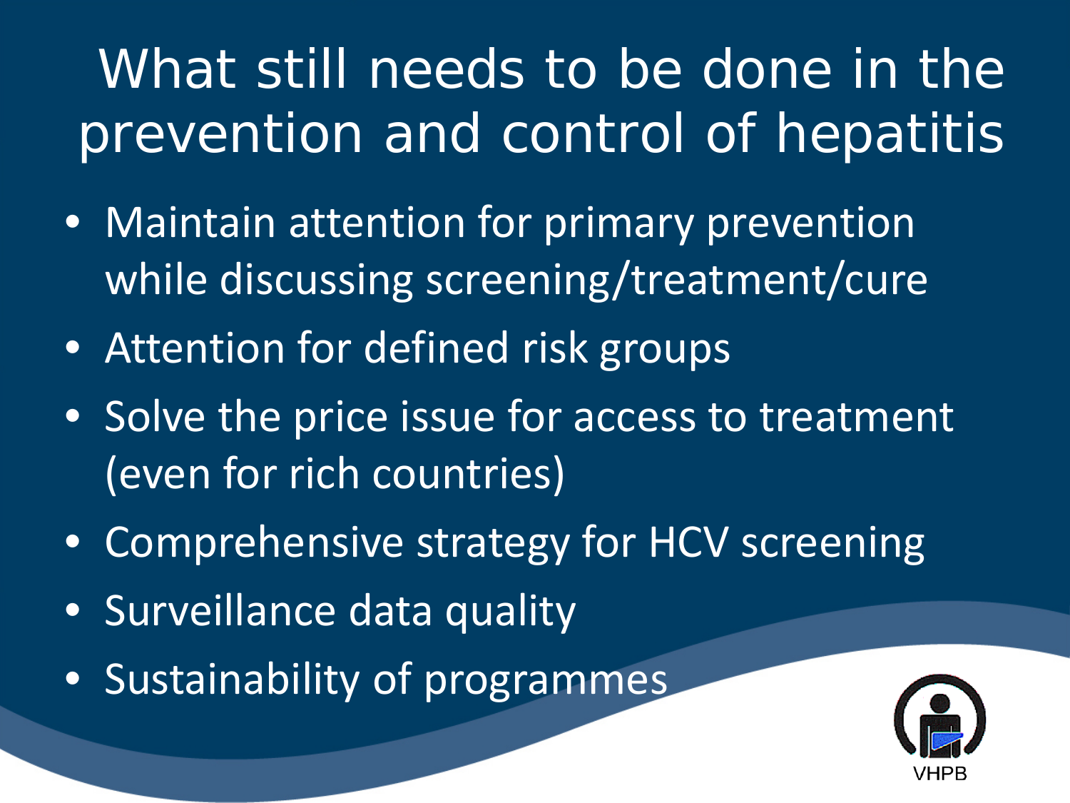# What still needs to be done in the prevention and control of hepatitis

- Maintain attention for primary prevention while discussing screening/treatment/cure
- Attention for defined risk groups
- Solve the price issue for access to treatment (even for rich countries)
- Comprehensive strategy for HCV screening
- Surveillance data quality
- Sustainability of programmes

VHPB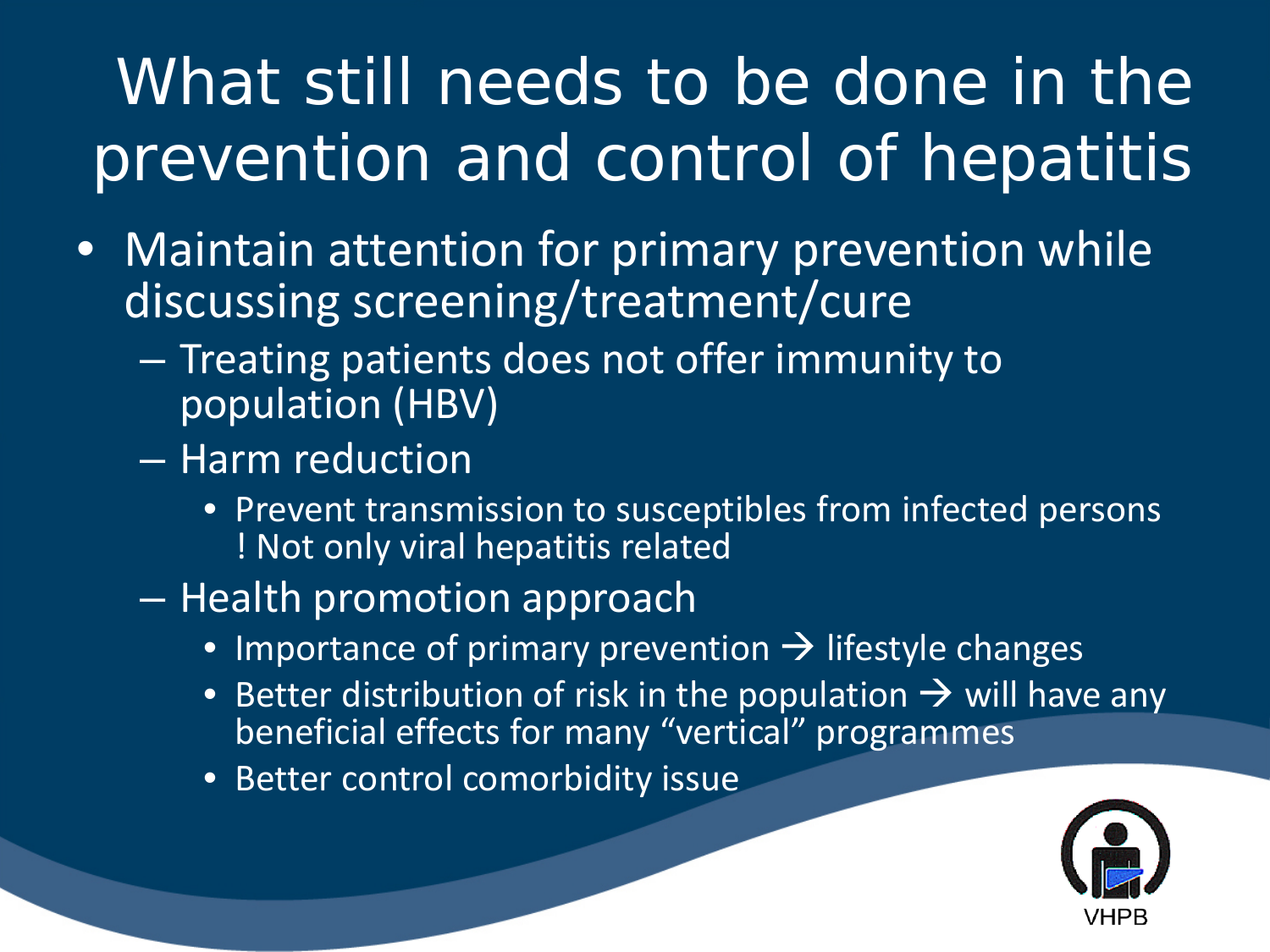# What still needs to be done in the prevention and control of hepatitis

- Maintain attention for primary prevention while discussing screening/treatment/cure
  - Treating patients does not offer immunity to population (HBV)
  - Harm reduction
    - Prevent transmission to susceptibles from infected persons ! Not only viral hepatitis related
  - Health promotion approach
    - Importance of primary prevention → lifestyle changes
    - Better distribution of risk in the population → will have any beneficial effects for many “vertical” programmes
    - Better control comorbidity issue

VHPB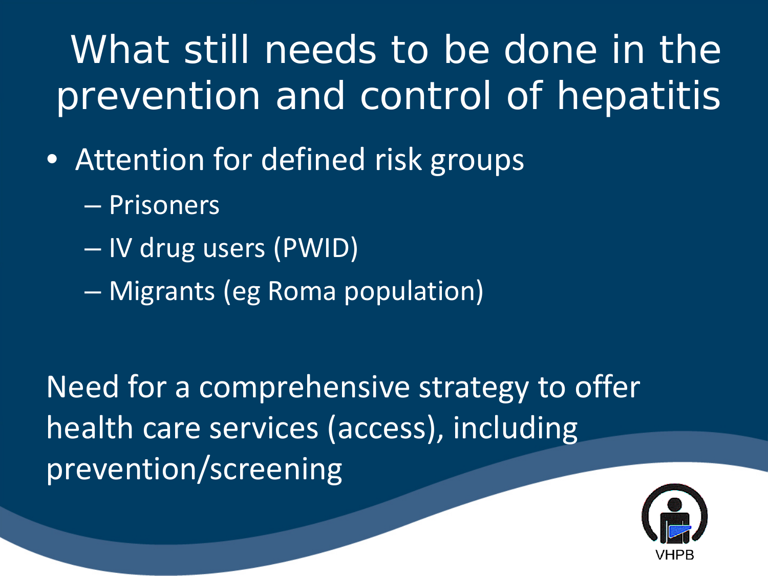# What still needs to be done in the prevention and control of hepatitis

- Attention for defined risk groups
  - Prisoners
  - IV drug users (PWID)
  - Migrants (eg Roma population)

Need for a comprehensive strategy to offer health care services (access), including prevention/screening

VHPB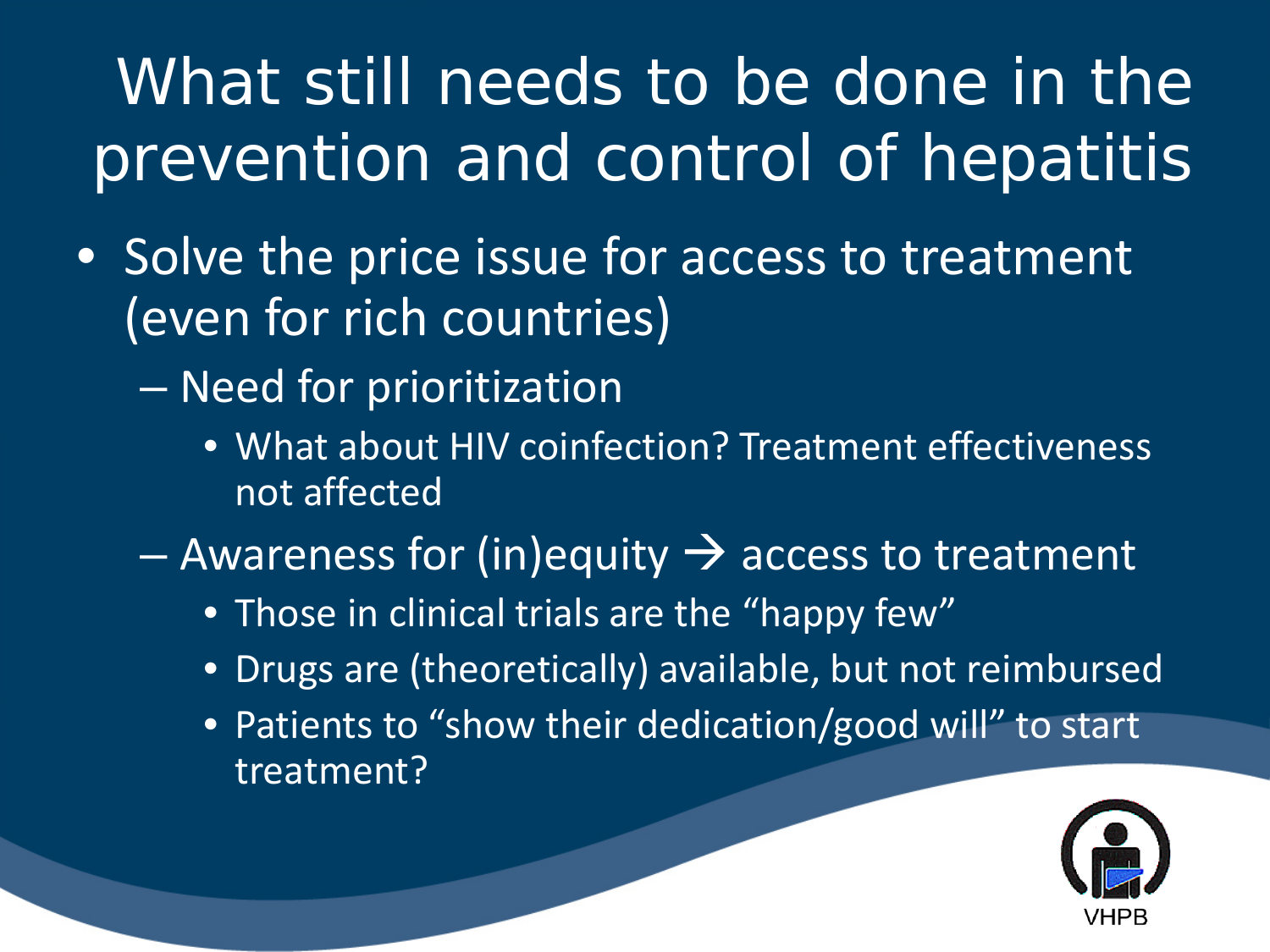# What still needs to be done in the prevention and control of hepatitis

- Solve the price issue for access to treatment (even for rich countries)
  - Need for prioritization
    - What about HIV coinfection? Treatment effectiveness not affected
  - Awareness for (in)equity → access to treatment
    - Those in clinical trials are the “happy few”
    - Drugs are (theoretically) available, but not reimbursed
    - Patients to “show their dedication/good will” to start treatment?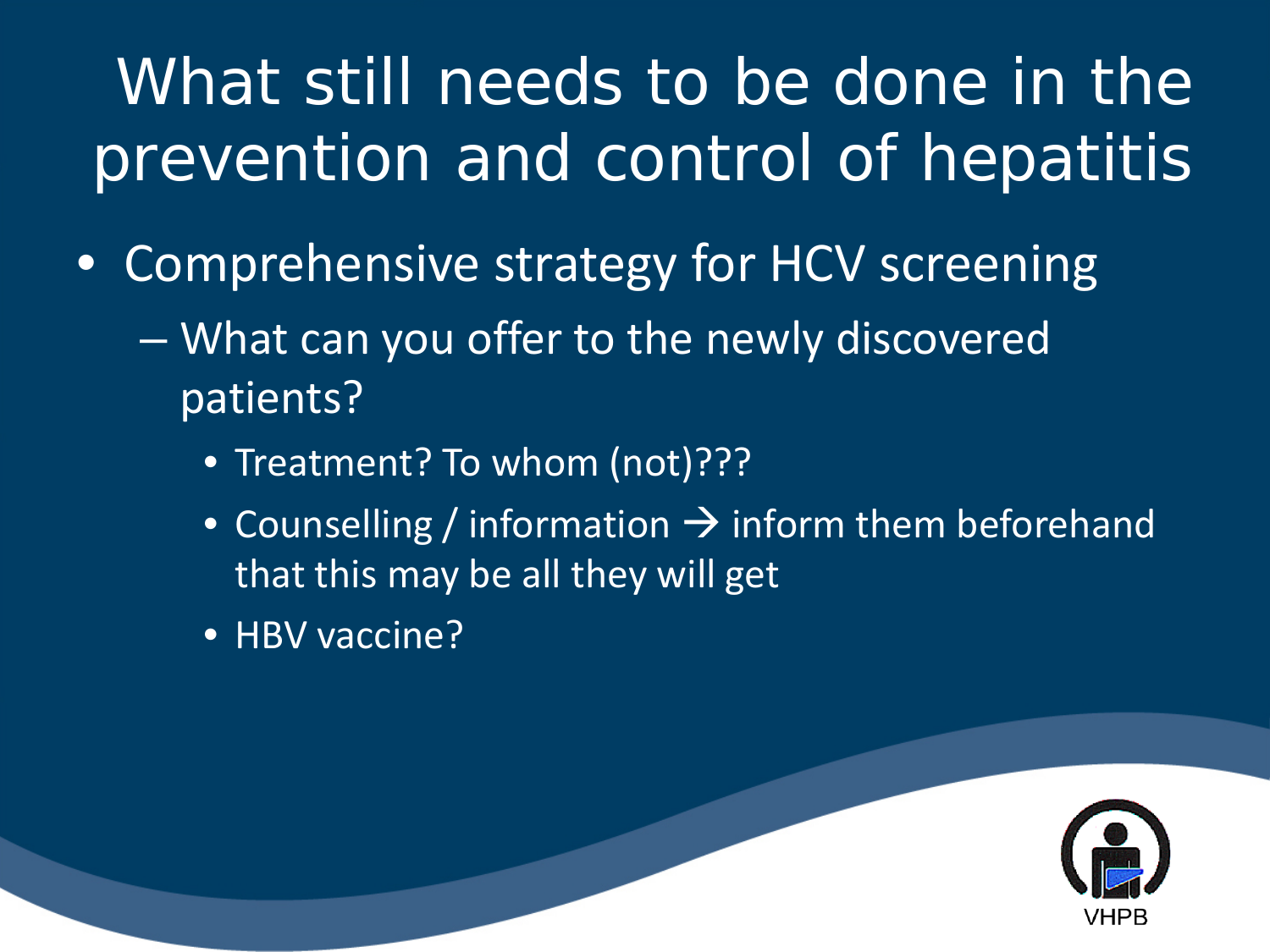# What still needs to be done in the prevention and control of hepatitis

- Comprehensive strategy for HCV screening
  - What can you offer to the newly discovered patients?
    - Treatment? To whom (not)???
    - Counselling / information → inform them beforehand that this may be all they will get
    - HBV vaccine?

VHPB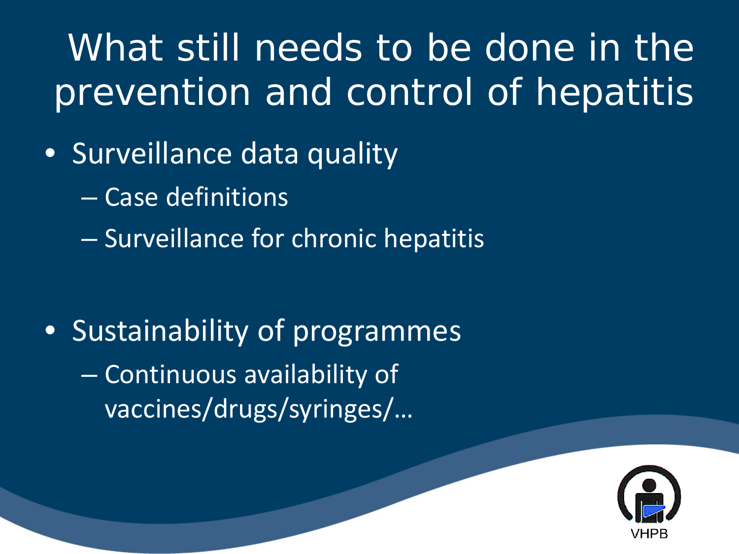# What still needs to be done in the prevention and control of hepatitis

- Surveillance data quality
  - Case definitions
  - Surveillance for chronic hepatitis
- Sustainability of programmes
  - Continuous availability of vaccines/drugs/syringes/…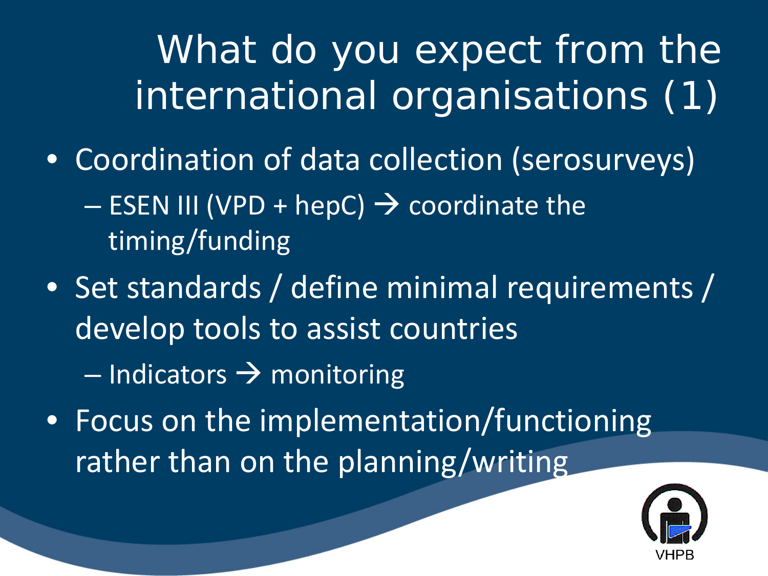# What do you expect from the international organisations (1)

- Coordination of data collection (serosurveys)
  - ESEN III (VPD + hepC) → coordinate the timing/funding
- Set standards / define minimal requirements / develop tools to assist countries
  - Indicators → monitoring
- Focus on the implementation/functioning rather than on the planning/writing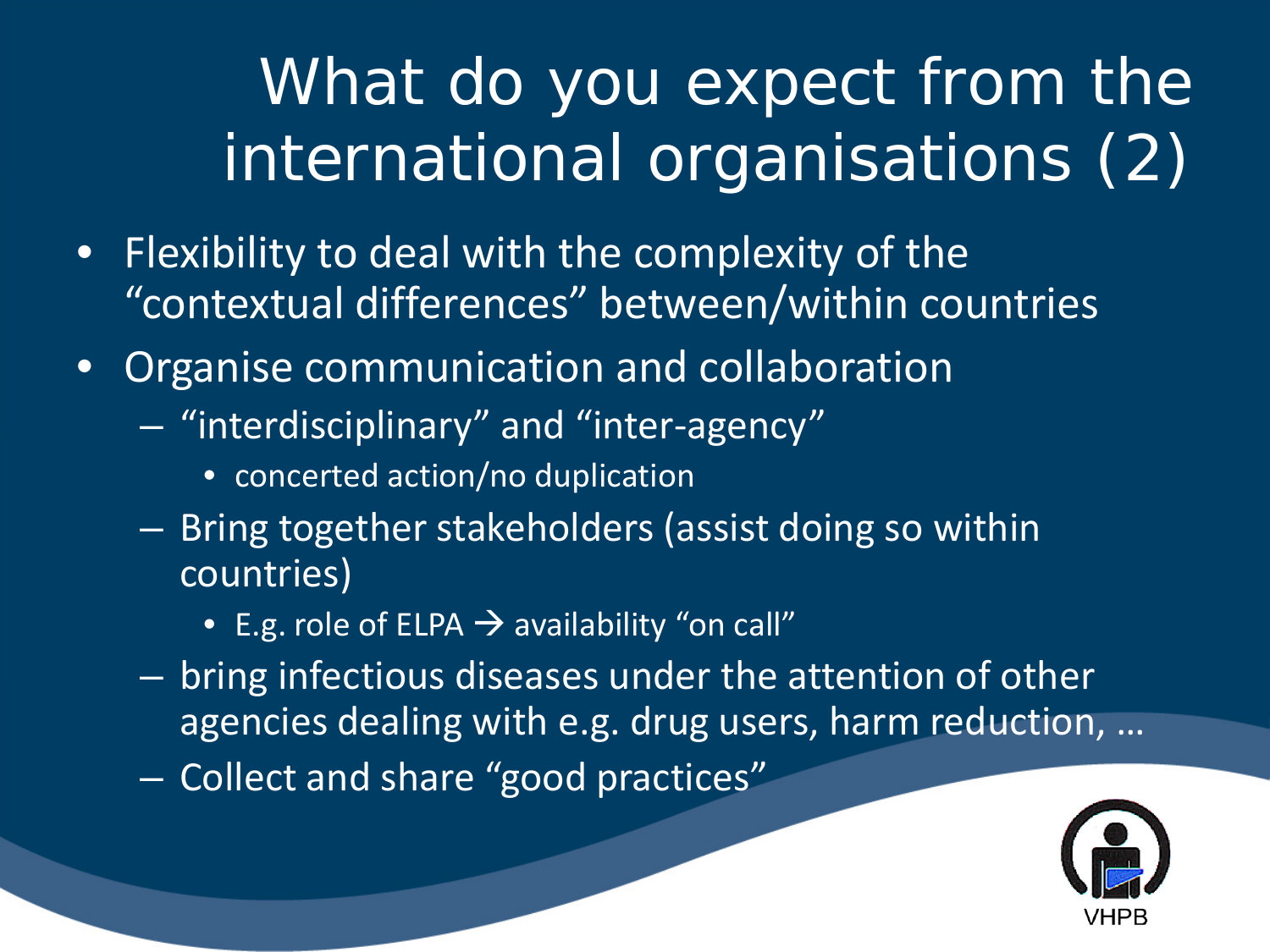# What do you expect from the international organisations (2)

- Flexibility to deal with the complexity of the "contextual differences" between/within countries
- Organise communication and collaboration
  - "interdisciplinary" and "inter-agency"
    - concerted action/no duplication
  - Bring together stakeholders (assist doing so within countries)
    - E.g. role of ELPA → availability "on call"
  - bring infectious diseases under the attention of other agencies dealing with e.g. drug users, harm reduction, …
  - Collect and share "good practices"

VHPB